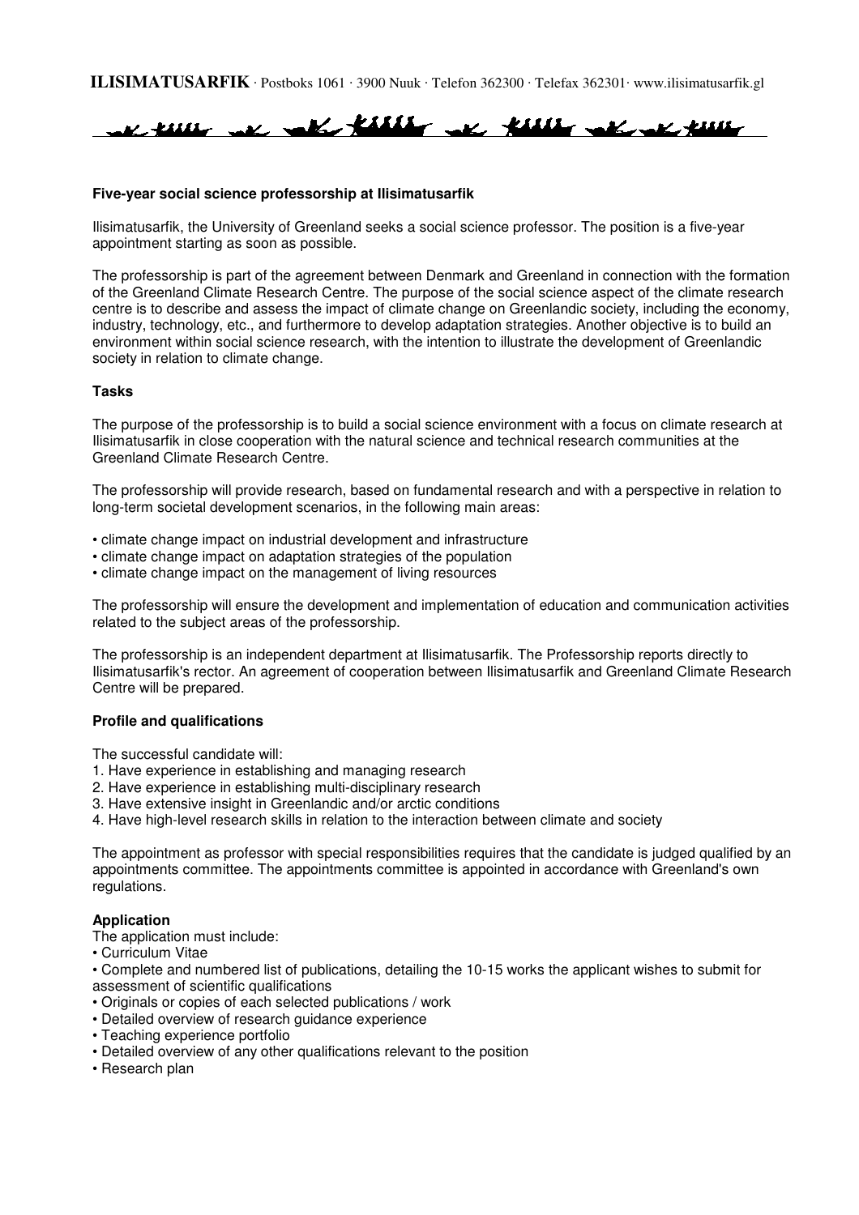**ILISIMATUSARFIK** · Postboks 1061 · 3900 Nuuk · Telefon 362300 · Telefax 362301· www.ilisimatusarfik.gl

### Five-year social science professorship at Ilisimatusarfik

Ilisimatusarfik, the University of Greenland seeks a social science professor. The position is a five-year appointment starting as soon as possible.

The professorship is part of the agreement between Denmark and Greenland in connection with the formation of the Greenland Climate Research Centre. The purpose of the social science aspect of the climate research centre is to describe and assess the impact of climate change on Greenlandic society, including the economy, industry, technology, etc., and furthermore to develop adaptation strategies. Another objective is to build an environment within social science research, with the intention to illustrate the development of Greenlandic society in relation to climate change.

### Tasks

The purpose of the professorship is to build a social science environment with a focus on climate research at Ilisimatusarfik in close cooperation with the natural science and technical research communities at the Greenland Climate Research Centre.

The professorship will provide research, based on fundamental research and with a perspective in relation to long-term societal development scenarios, in the following main areas:

- climate change impact on industrial development and infrastructure
- climate change impact on adaptation strategies of the population
- climate change impact on the management of living resources

The professorship will ensure the development and implementation of education and communication activities related to the subject areas of the professorship.

The professorship is an independent department at Ilisimatusarfik. The Professorship reports directly to Ilisimatusarfik's rector. An agreement of cooperation between Ilisimatusarfik and Greenland Climate Research Centre will be prepared.

### Profile and qualifications

The successful candidate will:

1. Have experience in establishing and managing research
2. Have experience in establishing multi-disciplinary research
3. Have extensive insight in Greenlandic and/or arctic conditions
4. Have high-level research skills in relation to the interaction between climate and society

The appointment as professor with special responsibilities requires that the candidate is judged qualified by an appointments committee. The appointments committee is appointed in accordance with Greenland's own regulations.

### Application

The application must include:

- Curriculum Vitae
- Complete and numbered list of publications, detailing the 10-15 works the applicant wishes to submit for assessment of scientific qualifications
- Originals or copies of each selected publications / work
- Detailed overview of research guidance experience
- Teaching experience portfolio
- Detailed overview of any other qualifications relevant to the position
- Research plan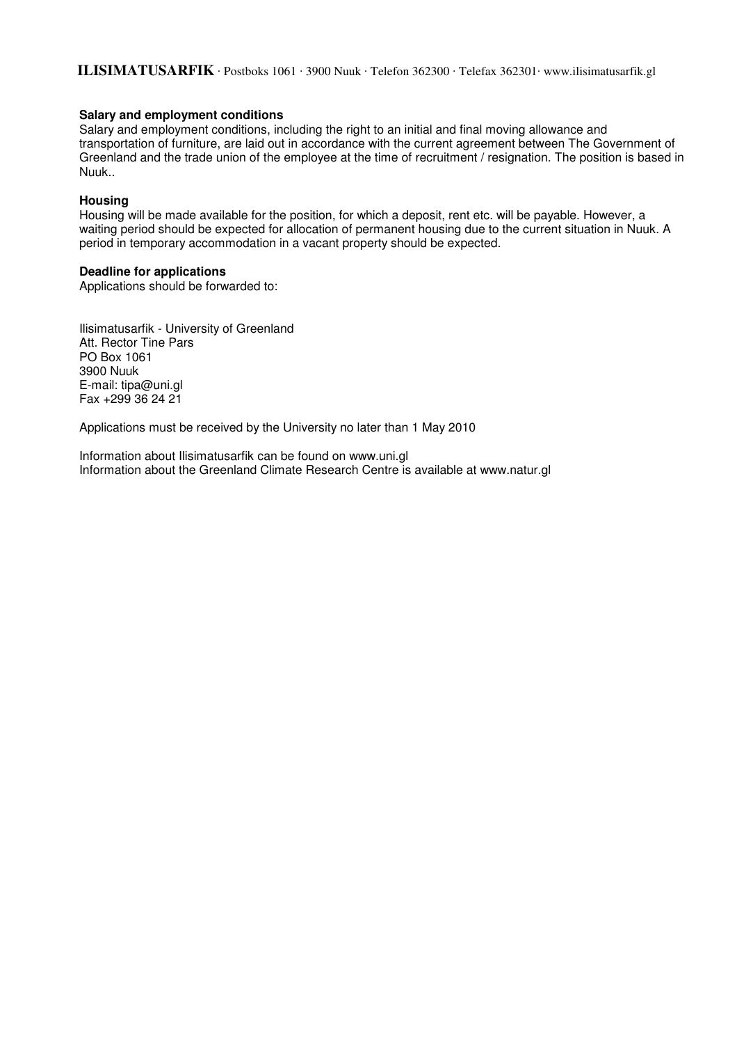**Salary and employment conditions**

Salary and employment conditions, including the right to an initial and final moving allowance and transportation of furniture, are laid out in accordance with the current agreement between The Government of Greenland and the trade union of the employee at the time of recruitment / resignation. The position is based in Nuuk..

**Housing**

Housing will be made available for the position, for which a deposit, rent etc. will be payable. However, a waiting period should be expected for allocation of permanent housing due to the current situation in Nuuk. A period in temporary accommodation in a vacant property should be expected.

**Deadline for applications**

Applications should be forwarded to:

Ilisimatusarfik - University of Greenland
Att. Rector Tine Pars
PO Box 1061
3900 Nuuk
E-mail: tipa@uni.gl
Fax +299 36 24 21

Applications must be received by the University no later than 1 May 2010

Information about Ilisimatusarfik can be found on www.uni.gl
Information about the Greenland Climate Research Centre is available at www.natur.gl